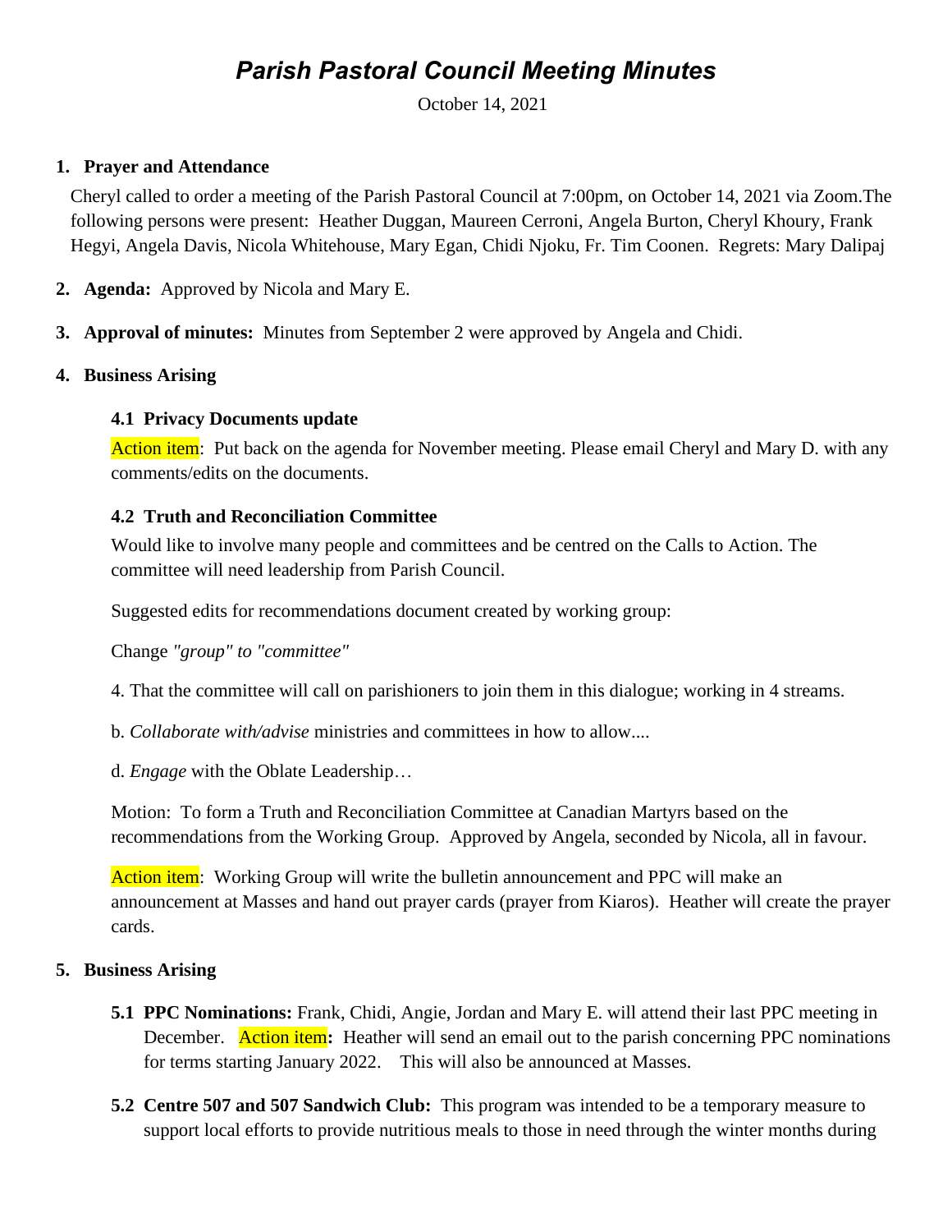# *Parish Pastoral Council Meeting Minutes*

October 14, 2021

**1. Prayer and Attendance**

Cheryl called to order a meeting of the Parish Pastoral Council at 7:00pm, on October 14, 2021 via Zoom.The following persons were present: Heather Duggan, Maureen Cerroni, Angela Burton, Cheryl Khoury, Frank Hegyi, Angela Davis, Nicola Whitehouse, Mary Egan, Chidi Njoku, Fr. Tim Coonen. Regrets: Mary Dalipaj

**2. Agenda:** Approved by Nicola and Mary E.

**3. Approval of minutes:** Minutes from September 2 were approved by Angela and Chidi.

**4. Business Arising**

**4.1 Privacy Documents update**

Action item: Put back on the agenda for November meeting. Please email Cheryl and Mary D. with any comments/edits on the documents.

**4.2 Truth and Reconciliation Committee**

Would like to involve many people and committees and be centred on the Calls to Action. The committee will need leadership from Parish Council.

Suggested edits for recommendations document created by working group:

Change *"group" to "committee"*

4. That the committee will call on parishioners to join them in this dialogue; working in 4 streams.

b. *Collaborate with/advise* ministries and committees in how to allow....

d. *Engage* with the Oblate Leadership…

Motion: To form a Truth and Reconciliation Committee at Canadian Martyrs based on the recommendations from the Working Group. Approved by Angela, seconded by Nicola, all in favour.

Action item: Working Group will write the bulletin announcement and PPC will make an announcement at Masses and hand out prayer cards (prayer from Kiaros). Heather will create the prayer cards.

**5. Business Arising**

**5.1 PPC Nominations:** Frank, Chidi, Angie, Jordan and Mary E. will attend their last PPC meeting in December. Action item**:** Heather will send an email out to the parish concerning PPC nominations for terms starting January 2022. This will also be announced at Masses.

**5.2 Centre 507 and 507 Sandwich Club:** This program was intended to be a temporary measure to support local efforts to provide nutritious meals to those in need through the winter months during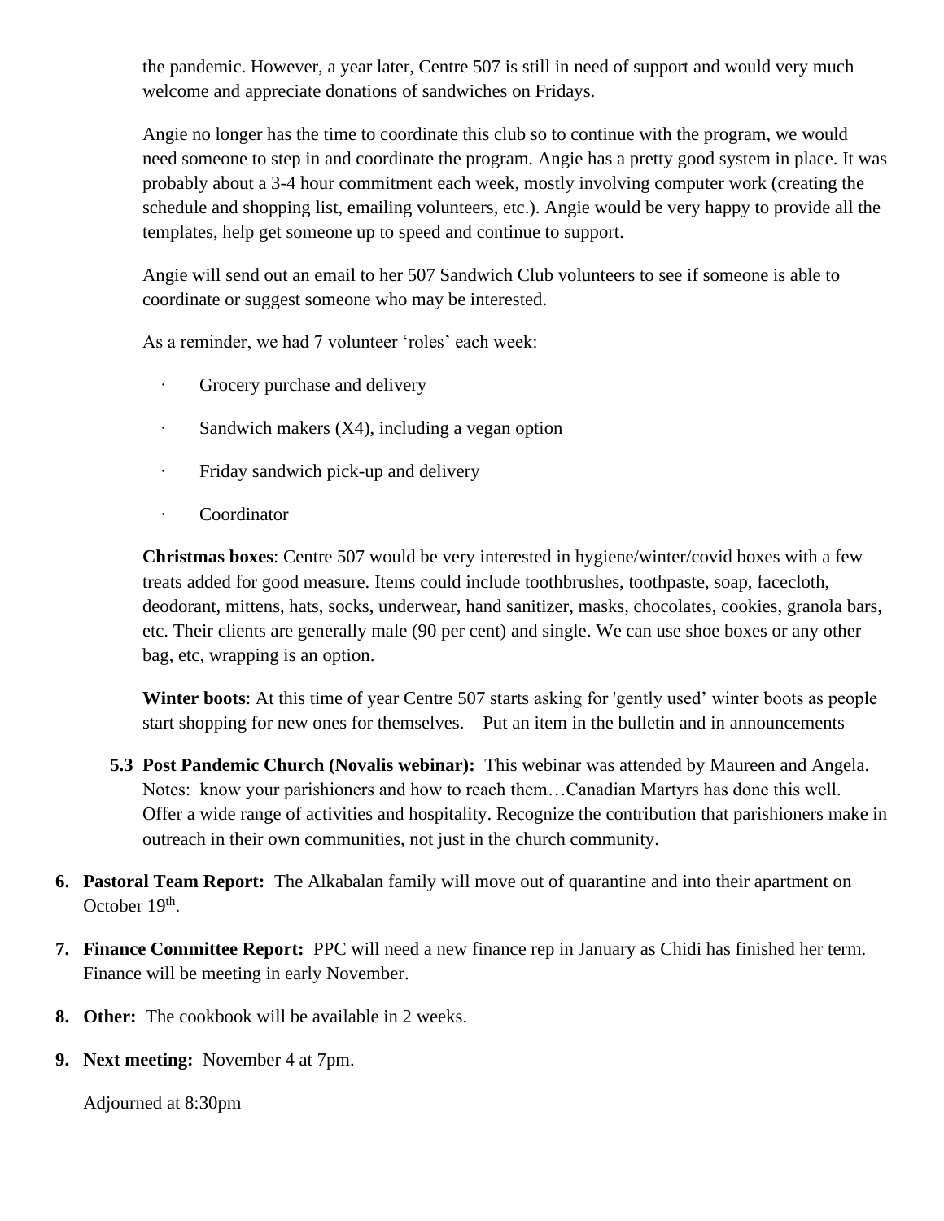the pandemic. However, a year later, Centre 507 is still in need of support and would very much welcome and appreciate donations of sandwiches on Fridays.

Angie no longer has the time to coordinate this club so to continue with the program, we would need someone to step in and coordinate the program. Angie has a pretty good system in place. It was probably about a 3-4 hour commitment each week, mostly involving computer work (creating the schedule and shopping list, emailing volunteers, etc.). Angie would be very happy to provide all the templates, help get someone up to speed and continue to support.

Angie will send out an email to her 507 Sandwich Club volunteers to see if someone is able to coordinate or suggest someone who may be interested.

As a reminder, we had 7 volunteer 'roles' each week:

- Grocery purchase and delivery
- Sandwich makers (X4), including a vegan option
- Friday sandwich pick-up and delivery
- Coordinator

**Christmas boxes**: Centre 507 would be very interested in hygiene/winter/covid boxes with a few treats added for good measure. Items could include toothbrushes, toothpaste, soap, facecloth, deodorant, mittens, hats, socks, underwear, hand sanitizer, masks, chocolates, cookies, granola bars, etc. Their clients are generally male (90 per cent) and single. We can use shoe boxes or any other bag, etc, wrapping is an option.

**Winter boots**: At this time of year Centre 507 starts asking for 'gently used' winter boots as people start shopping for new ones for themselves. Put an item in the bulletin and in announcements

**5.3 Post Pandemic Church (Novalis webinar):** This webinar was attended by Maureen and Angela. Notes: know your parishioners and how to reach them…Canadian Martyrs has done this well. Offer a wide range of activities and hospitality. Recognize the contribution that parishioners make in outreach in their own communities, not just in the church community.

6. **Pastoral Team Report:** The Alkabalan family will move out of quarantine and into their apartment on October 19th.

7. **Finance Committee Report:** PPC will need a new finance rep in January as Chidi has finished her term. Finance will be meeting in early November.

8. **Other:** The cookbook will be available in 2 weeks.

9. **Next meeting:** November 4 at 7pm.

Adjourned at 8:30pm